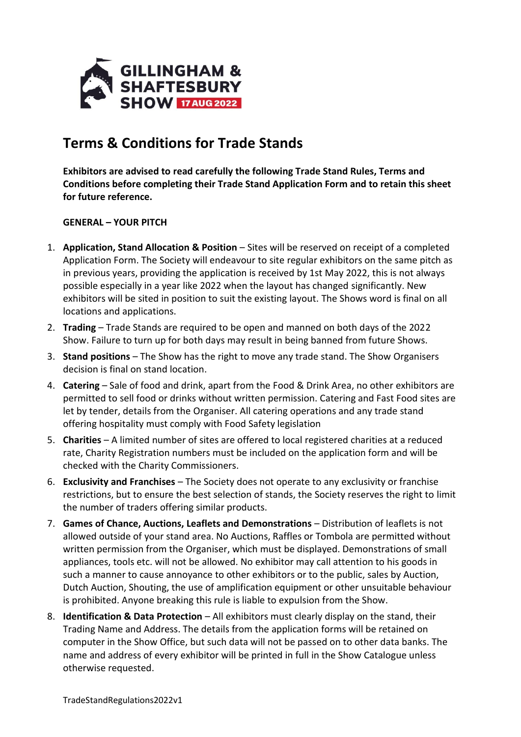GILLINGHAM & SHAFTESBURY SHOW 17 AUG 2022

# Terms & Conditions for Trade Stands

**Exhibitors are advised to read carefully the following Trade Stand Rules, Terms and Conditions before completing their Trade Stand Application Form and to retain this sheet for future reference.**

**GENERAL – YOUR PITCH**

1. **Application, Stand Allocation & Position** – Sites will be reserved on receipt of a completed Application Form. The Society will endeavour to site regular exhibitors on the same pitch as in previous years, providing the application is received by 1st May 2022, this is not always possible especially in a year like 2022 when the layout has changed significantly. New exhibitors will be sited in position to suit the existing layout. The Shows word is final on all locations and applications.
2. **Trading** – Trade Stands are required to be open and manned on both days of the 2022 Show. Failure to turn up for both days may result in being banned from future Shows.
3. **Stand positions** – The Show has the right to move any trade stand. The Show Organisers decision is final on stand location.
4. **Catering** – Sale of food and drink, apart from the Food & Drink Area, no other exhibitors are permitted to sell food or drinks without written permission. Catering and Fast Food sites are let by tender, details from the Organiser. All catering operations and any trade stand offering hospitality must comply with Food Safety legislation
5. **Charities** – A limited number of sites are offered to local registered charities at a reduced rate, Charity Registration numbers must be included on the application form and will be checked with the Charity Commissioners.
6. **Exclusivity and Franchises** – The Society does not operate to any exclusivity or franchise restrictions, but to ensure the best selection of stands, the Society reserves the right to limit the number of traders offering similar products.
7. **Games of Chance, Auctions, Leaflets and Demonstrations** – Distribution of leaflets is not allowed outside of your stand area. No Auctions, Raffles or Tombola are permitted without written permission from the Organiser, which must be displayed. Demonstrations of small appliances, tools etc. will not be allowed. No exhibitor may call attention to his goods in such a manner to cause annoyance to other exhibitors or to the public, sales by Auction, Dutch Auction, Shouting, the use of amplification equipment or other unsuitable behaviour is prohibited. Anyone breaking this rule is liable to expulsion from the Show.
8. **Identification & Data Protection** – All exhibitors must clearly display on the stand, their Trading Name and Address. The details from the application forms will be retained on computer in the Show Office, but such data will not be passed on to other data banks. The name and address of every exhibitor will be printed in full in the Show Catalogue unless otherwise requested.

TradeStandRegulations2022v1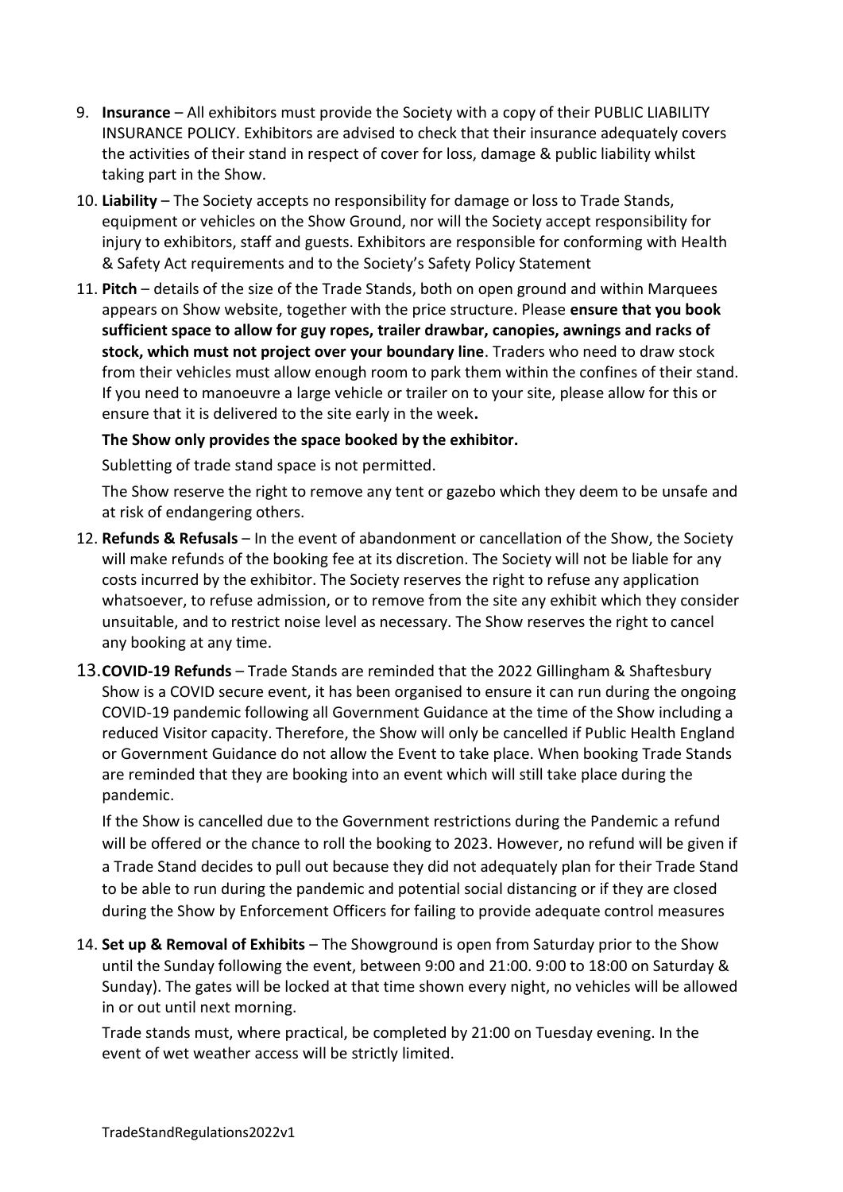9. **Insurance** – All exhibitors must provide the Society with a copy of their PUBLIC LIABILITY INSURANCE POLICY. Exhibitors are advised to check that their insurance adequately covers the activities of their stand in respect of cover for loss, damage & public liability whilst taking part in the Show.

10. **Liability** – The Society accepts no responsibility for damage or loss to Trade Stands, equipment or vehicles on the Show Ground, nor will the Society accept responsibility for injury to exhibitors, staff and guests. Exhibitors are responsible for conforming with Health & Safety Act requirements and to the Society's Safety Policy Statement

11. **Pitch** – details of the size of the Trade Stands, both on open ground and within Marquees appears on Show website, together with the price structure. Please **ensure that you book sufficient space to allow for guy ropes, trailer drawbar, canopies, awnings and racks of stock, which must not project over your boundary line**. Traders who need to draw stock from their vehicles must allow enough room to park them within the confines of their stand. If you need to manoeuvre a large vehicle or trailer on to your site, please allow for this or ensure that it is delivered to the site early in the week**.**

    **The Show only provides the space booked by the exhibitor.**

    Subletting of trade stand space is not permitted.

    The Show reserve the right to remove any tent or gazebo which they deem to be unsafe and at risk of endangering others.

12. **Refunds & Refusals** – In the event of abandonment or cancellation of the Show, the Society will make refunds of the booking fee at its discretion. The Society will not be liable for any costs incurred by the exhibitor. The Society reserves the right to refuse any application whatsoever, to refuse admission, or to remove from the site any exhibit which they consider unsuitable, and to restrict noise level as necessary. The Show reserves the right to cancel any booking at any time.

13. **COVID-19 Refunds** – Trade Stands are reminded that the 2022 Gillingham & Shaftesbury Show is a COVID secure event, it has been organised to ensure it can run during the ongoing COVID-19 pandemic following all Government Guidance at the time of the Show including a reduced Visitor capacity. Therefore, the Show will only be cancelled if Public Health England or Government Guidance do not allow the Event to take place. When booking Trade Stands are reminded that they are booking into an event which will still take place during the pandemic.

    If the Show is cancelled due to the Government restrictions during the Pandemic a refund will be offered or the chance to roll the booking to 2023. However, no refund will be given if a Trade Stand decides to pull out because they did not adequately plan for their Trade Stand to be able to run during the pandemic and potential social distancing or if they are closed during the Show by Enforcement Officers for failing to provide adequate control measures

14. **Set up & Removal of Exhibits** – The Showground is open from Saturday prior to the Show until the Sunday following the event, between 9:00 and 21:00. 9:00 to 18:00 on Saturday & Sunday). The gates will be locked at that time shown every night, no vehicles will be allowed in or out until next morning.

    Trade stands must, where practical, be completed by 21:00 on Tuesday evening. In the event of wet weather access will be strictly limited.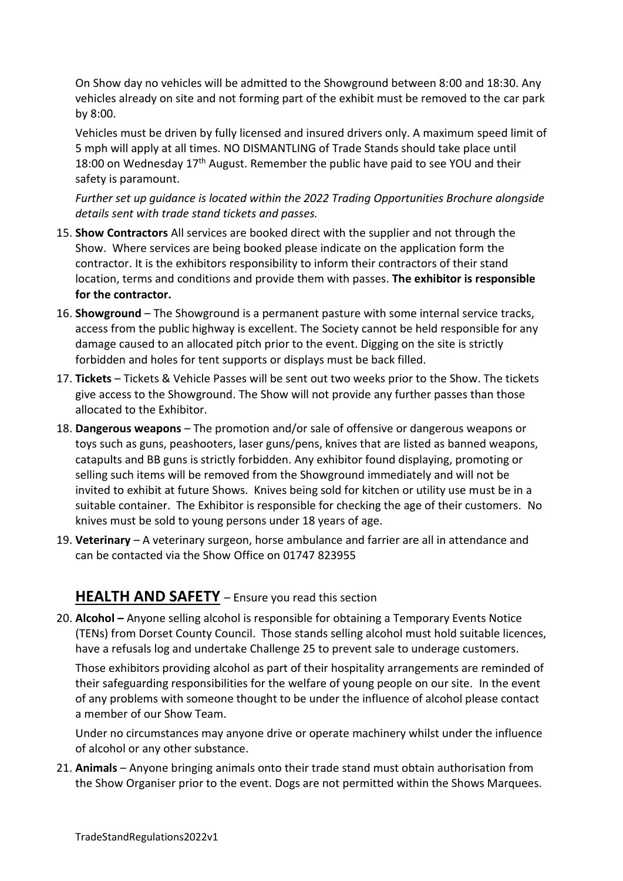On Show day no vehicles will be admitted to the Showground between 8:00 and 18:30. Any vehicles already on site and not forming part of the exhibit must be removed to the car park by 8:00.

Vehicles must be driven by fully licensed and insured drivers only. A maximum speed limit of 5 mph will apply at all times. NO DISMANTLING of Trade Stands should take place until 18:00 on Wednesday 17th August. Remember the public have paid to see YOU and their safety is paramount.

*Further set up guidance is located within the 2022 Trading Opportunities Brochure alongside details sent with trade stand tickets and passes.*

15. **Show Contractors** All services are booked direct with the supplier and not through the Show. Where services are being booked please indicate on the application form the contractor. It is the exhibitors responsibility to inform their contractors of their stand location, terms and conditions and provide them with passes. **The exhibitor is responsible for the contractor.**
16. **Showground** – The Showground is a permanent pasture with some internal service tracks, access from the public highway is excellent. The Society cannot be held responsible for any damage caused to an allocated pitch prior to the event. Digging on the site is strictly forbidden and holes for tent supports or displays must be back filled.
17. **Tickets** – Tickets & Vehicle Passes will be sent out two weeks prior to the Show. The tickets give access to the Showground. The Show will not provide any further passes than those allocated to the Exhibitor.
18. **Dangerous weapons** – The promotion and/or sale of offensive or dangerous weapons or toys such as guns, peashooters, laser guns/pens, knives that are listed as banned weapons, catapults and BB guns is strictly forbidden. Any exhibitor found displaying, promoting or selling such items will be removed from the Showground immediately and will not be invited to exhibit at future Shows. Knives being sold for kitchen or utility use must be in a suitable container. The Exhibitor is responsible for checking the age of their customers. No knives must be sold to young persons under 18 years of age.
19. **Veterinary** – A veterinary surgeon, horse ambulance and farrier are all in attendance and can be contacted via the Show Office on 01747 823955

## HEALTH AND SAFETY – Ensure you read this section

20. **Alcohol –** Anyone selling alcohol is responsible for obtaining a Temporary Events Notice (TENs) from Dorset County Council. Those stands selling alcohol must hold suitable licences, have a refusals log and undertake Challenge 25 to prevent sale to underage customers.

    Those exhibitors providing alcohol as part of their hospitality arrangements are reminded of their safeguarding responsibilities for the welfare of young people on our site. In the event of any problems with someone thought to be under the influence of alcohol please contact a member of our Show Team.

    Under no circumstances may anyone drive or operate machinery whilst under the influence of alcohol or any other substance.

21. **Animals** – Anyone bringing animals onto their trade stand must obtain authorisation from the Show Organiser prior to the event. Dogs are not permitted within the Shows Marquees.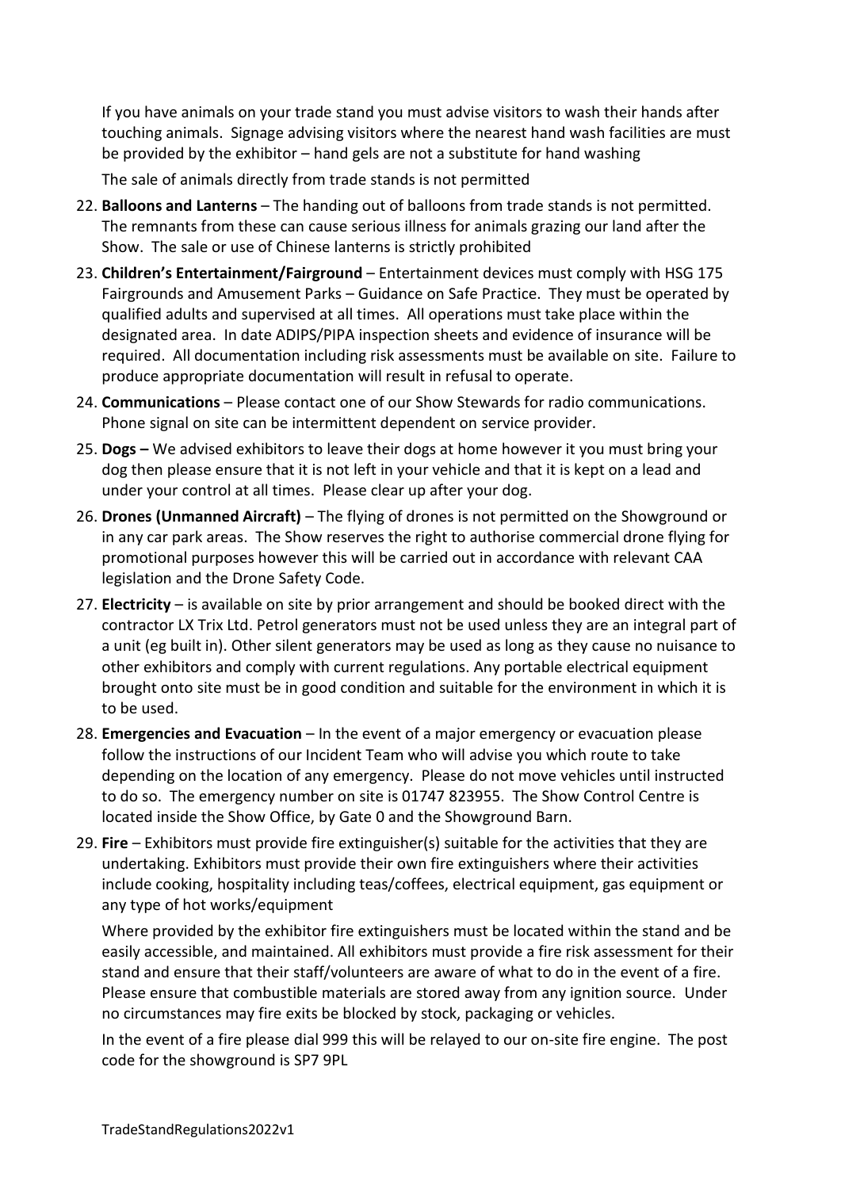If you have animals on your trade stand you must advise visitors to wash their hands after touching animals. Signage advising visitors where the nearest hand wash facilities are must be provided by the exhibitor – hand gels are not a substitute for hand washing

The sale of animals directly from trade stands is not permitted

22. **Balloons and Lanterns** – The handing out of balloons from trade stands is not permitted. The remnants from these can cause serious illness for animals grazing our land after the Show. The sale or use of Chinese lanterns is strictly prohibited
23. **Children's Entertainment/Fairground** – Entertainment devices must comply with HSG 175 Fairgrounds and Amusement Parks – Guidance on Safe Practice. They must be operated by qualified adults and supervised at all times. All operations must take place within the designated area. In date ADIPS/PIPA inspection sheets and evidence of insurance will be required. All documentation including risk assessments must be available on site. Failure to produce appropriate documentation will result in refusal to operate.
24. **Communications** – Please contact one of our Show Stewards for radio communications. Phone signal on site can be intermittent dependent on service provider.
25. **Dogs –** We advised exhibitors to leave their dogs at home however it you must bring your dog then please ensure that it is not left in your vehicle and that it is kept on a lead and under your control at all times. Please clear up after your dog.
26. **Drones (Unmanned Aircraft)** – The flying of drones is not permitted on the Showground or in any car park areas. The Show reserves the right to authorise commercial drone flying for promotional purposes however this will be carried out in accordance with relevant CAA legislation and the Drone Safety Code.
27. **Electricity** – is available on site by prior arrangement and should be booked direct with the contractor LX Trix Ltd. Petrol generators must not be used unless they are an integral part of a unit (eg built in). Other silent generators may be used as long as they cause no nuisance to other exhibitors and comply with current regulations. Any portable electrical equipment brought onto site must be in good condition and suitable for the environment in which it is to be used.
28. **Emergencies and Evacuation** – In the event of a major emergency or evacuation please follow the instructions of our Incident Team who will advise you which route to take depending on the location of any emergency. Please do not move vehicles until instructed to do so. The emergency number on site is 01747 823955. The Show Control Centre is located inside the Show Office, by Gate 0 and the Showground Barn.
29. **Fire** – Exhibitors must provide fire extinguisher(s) suitable for the activities that they are undertaking. Exhibitors must provide their own fire extinguishers where their activities include cooking, hospitality including teas/coffees, electrical equipment, gas equipment or any type of hot works/equipment

    Where provided by the exhibitor fire extinguishers must be located within the stand and be easily accessible, and maintained. All exhibitors must provide a fire risk assessment for their stand and ensure that their staff/volunteers are aware of what to do in the event of a fire. Please ensure that combustible materials are stored away from any ignition source. Under no circumstances may fire exits be blocked by stock, packaging or vehicles.

    In the event of a fire please dial 999 this will be relayed to our on-site fire engine. The post code for the showground is SP7 9PL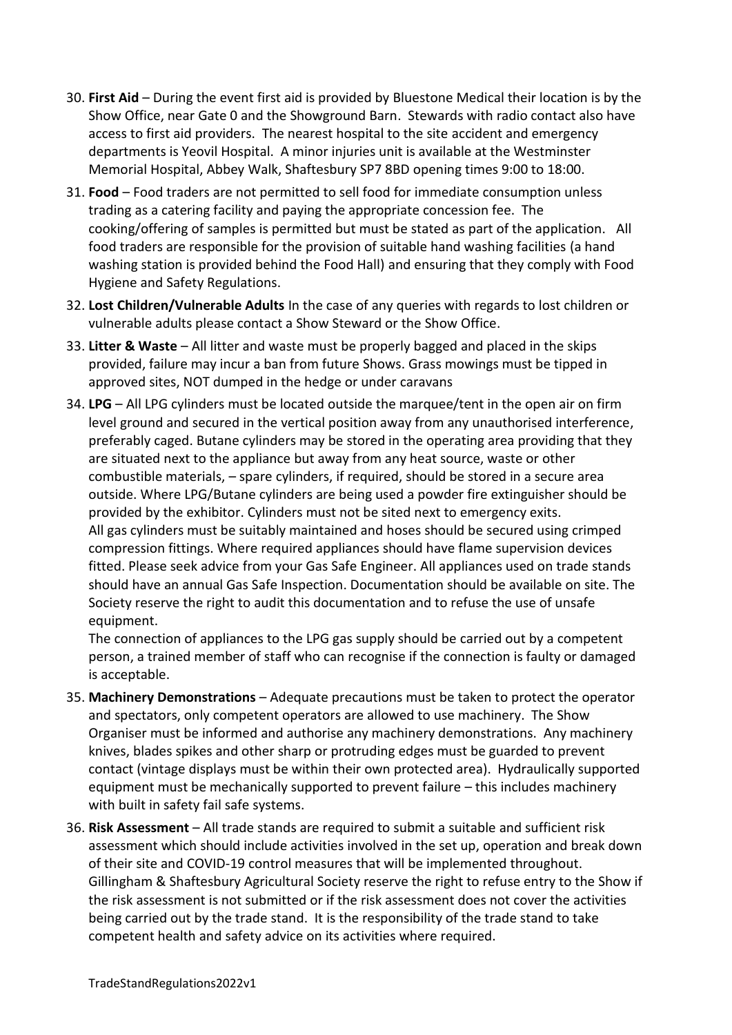30. **First Aid** – During the event first aid is provided by Bluestone Medical their location is by the Show Office, near Gate 0 and the Showground Barn. Stewards with radio contact also have access to first aid providers. The nearest hospital to the site accident and emergency departments is Yeovil Hospital. A minor injuries unit is available at the Westminster Memorial Hospital, Abbey Walk, Shaftesbury SP7 8BD opening times 9:00 to 18:00.
31. **Food** – Food traders are not permitted to sell food for immediate consumption unless trading as a catering facility and paying the appropriate concession fee. The cooking/offering of samples is permitted but must be stated as part of the application. All food traders are responsible for the provision of suitable hand washing facilities (a hand washing station is provided behind the Food Hall) and ensuring that they comply with Food Hygiene and Safety Regulations.
32. **Lost Children/Vulnerable Adults** In the case of any queries with regards to lost children or vulnerable adults please contact a Show Steward or the Show Office.
33. **Litter & Waste** – All litter and waste must be properly bagged and placed in the skips provided, failure may incur a ban from future Shows. Grass mowings must be tipped in approved sites, NOT dumped in the hedge or under caravans
34. **LPG** – All LPG cylinders must be located outside the marquee/tent in the open air on firm level ground and secured in the vertical position away from any unauthorised interference, preferably caged. Butane cylinders may be stored in the operating area providing that they are situated next to the appliance but away from any heat source, waste or other combustible materials, – spare cylinders, if required, should be stored in a secure area outside. Where LPG/Butane cylinders are being used a powder fire extinguisher should be provided by the exhibitor. Cylinders must not be sited next to emergency exits.
    All gas cylinders must be suitably maintained and hoses should be secured using crimped compression fittings. Where required appliances should have flame supervision devices fitted. Please seek advice from your Gas Safe Engineer. All appliances used on trade stands should have an annual Gas Safe Inspection. Documentation should be available on site. The Society reserve the right to audit this documentation and to refuse the use of unsafe equipment.
    The connection of appliances to the LPG gas supply should be carried out by a competent person, a trained member of staff who can recognise if the connection is faulty or damaged is acceptable.
35. **Machinery Demonstrations** – Adequate precautions must be taken to protect the operator and spectators, only competent operators are allowed to use machinery. The Show Organiser must be informed and authorise any machinery demonstrations. Any machinery knives, blades spikes and other sharp or protruding edges must be guarded to prevent contact (vintage displays must be within their own protected area). Hydraulically supported equipment must be mechanically supported to prevent failure – this includes machinery with built in safety fail safe systems.
36. **Risk Assessment** – All trade stands are required to submit a suitable and sufficient risk assessment which should include activities involved in the set up, operation and break down of their site and COVID-19 control measures that will be implemented throughout. Gillingham & Shaftesbury Agricultural Society reserve the right to refuse entry to the Show if the risk assessment is not submitted or if the risk assessment does not cover the activities being carried out by the trade stand. It is the responsibility of the trade stand to take competent health and safety advice on its activities where required.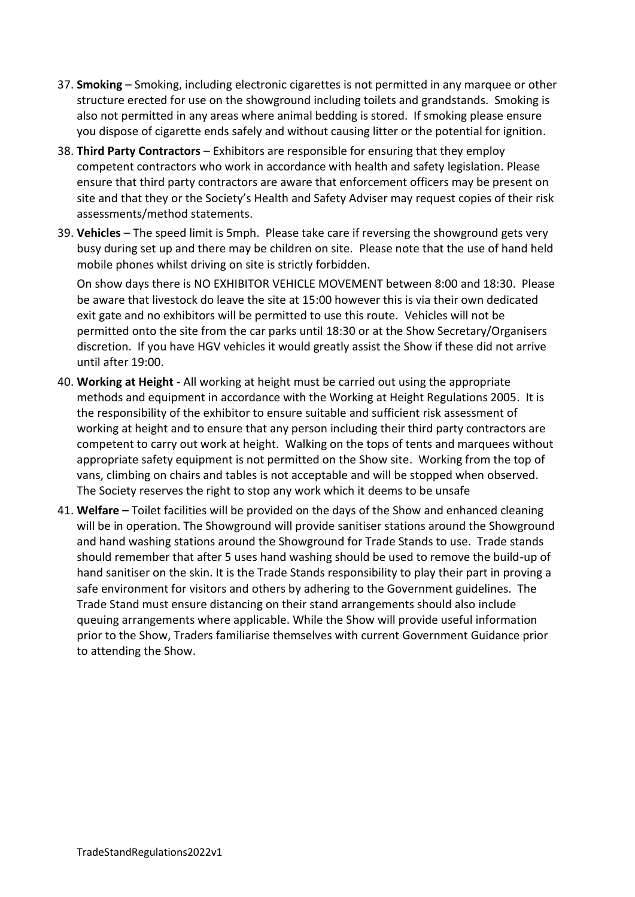37. **Smoking** – Smoking, including electronic cigarettes is not permitted in any marquee or other structure erected for use on the showground including toilets and grandstands. Smoking is also not permitted in any areas where animal bedding is stored. If smoking please ensure you dispose of cigarette ends safely and without causing litter or the potential for ignition.
38. **Third Party Contractors** – Exhibitors are responsible for ensuring that they employ competent contractors who work in accordance with health and safety legislation. Please ensure that third party contractors are aware that enforcement officers may be present on site and that they or the Society's Health and Safety Adviser may request copies of their risk assessments/method statements.
39. **Vehicles** – The speed limit is 5mph. Please take care if reversing the showground gets very busy during set up and there may be children on site. Please note that the use of hand held mobile phones whilst driving on site is strictly forbidden.

    On show days there is NO EXHIBITOR VEHICLE MOVEMENT between 8:00 and 18:30. Please be aware that livestock do leave the site at 15:00 however this is via their own dedicated exit gate and no exhibitors will be permitted to use this route. Vehicles will not be permitted onto the site from the car parks until 18:30 or at the Show Secretary/Organisers discretion. If you have HGV vehicles it would greatly assist the Show if these did not arrive until after 19:00.
40. **Working at Height -** All working at height must be carried out using the appropriate methods and equipment in accordance with the Working at Height Regulations 2005. It is the responsibility of the exhibitor to ensure suitable and sufficient risk assessment of working at height and to ensure that any person including their third party contractors are competent to carry out work at height. Walking on the tops of tents and marquees without appropriate safety equipment is not permitted on the Show site. Working from the top of vans, climbing on chairs and tables is not acceptable and will be stopped when observed. The Society reserves the right to stop any work which it deems to be unsafe
41. **Welfare –** Toilet facilities will be provided on the days of the Show and enhanced cleaning will be in operation. The Showground will provide sanitiser stations around the Showground and hand washing stations around the Showground for Trade Stands to use. Trade stands should remember that after 5 uses hand washing should be used to remove the build-up of hand sanitiser on the skin. It is the Trade Stands responsibility to play their part in proving a safe environment for visitors and others by adhering to the Government guidelines. The Trade Stand must ensure distancing on their stand arrangements should also include queuing arrangements where applicable. While the Show will provide useful information prior to the Show, Traders familiarise themselves with current Government Guidance prior to attending the Show.